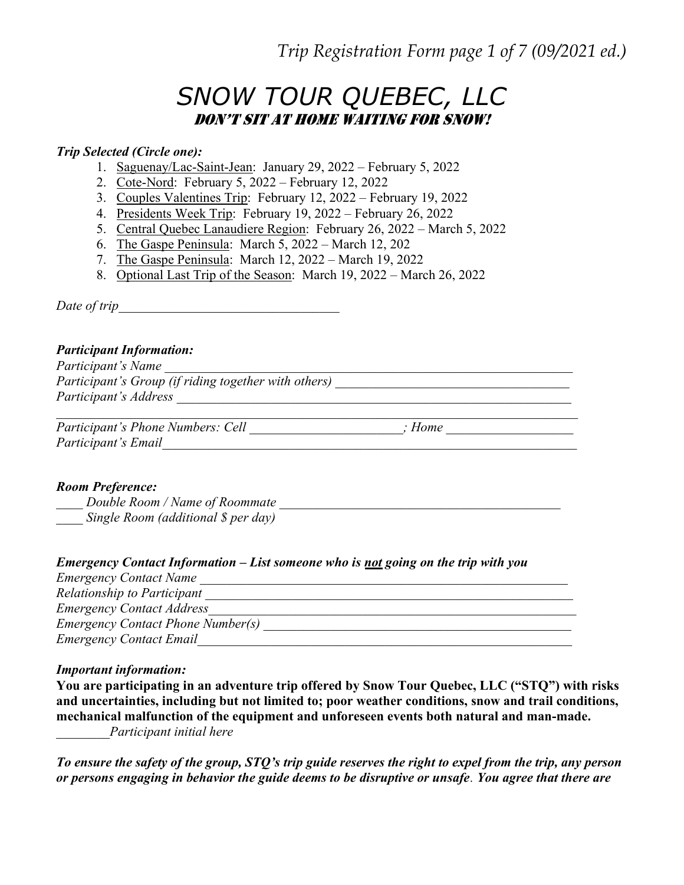# SNOW TOUR QUEBEC, LLC

## DON'T SIT AT HOME WAITING FOR SNOW!

***Trip Selected (Circle one):***

1. Saguenay/Lac-Saint-Jean: January 29, 2022 – February 5, 2022
2. Cote-Nord: February 5, 2022 – February 12, 2022
3. Couples Valentines Trip: February 12, 2022 – February 19, 2022
4. Presidents Week Trip: February 19, 2022 – February 26, 2022
5. Central Quebec Lanaudiere Region: February 26, 2022 – March 5, 2022
6. The Gaspe Peninsula: March 5, 2022 – March 12, 202
7. The Gaspe Peninsula: March 12, 2022 – March 19, 2022
8. Optional Last Trip of the Season: March 19, 2022 – March 26, 2022

*Date of trip*___________________________________

***Participant Information:***

*Participant's Name* ________________________________________________________________

*Participant's Group (if riding together with others)* ___________________________________

*Participant's Address* ______________________________________________________________

__________________________________________________________________________________

*Participant's Phone Numbers: Cell* ______________________*; Home* __________________

*Participant's Email*________________________________________________________________

***Room Preference:***

____ *Double Room / Name of Roommate* ___________________________________________

____ *Single Room (additional $ per day)*

***Emergency Contact Information – List someone who is not going on the trip with you***

*Emergency Contact Name* ___________________________________________________________

*Relationship to Participant* _________________________________________________________

*Emergency Contact Address*_________________________________________________________

*Emergency Contact Phone Number(s)* _________________________________________________

*Emergency Contact Email*___________________________________________________________

***Important information:***

**You are participating in an adventure trip offered by Snow Tour Quebec, LLC ("STQ") with risks and uncertainties, including but not limited to; poor weather conditions, snow and trail conditions, mechanical malfunction of the equipment and unforeseen events both natural and man-made.**

________*Participant initial here*

***To ensure the safety of the group, STQ's trip guide reserves the right to expel from the trip, any person or persons engaging in behavior the guide deems to be disruptive or unsafe. You agree that there are***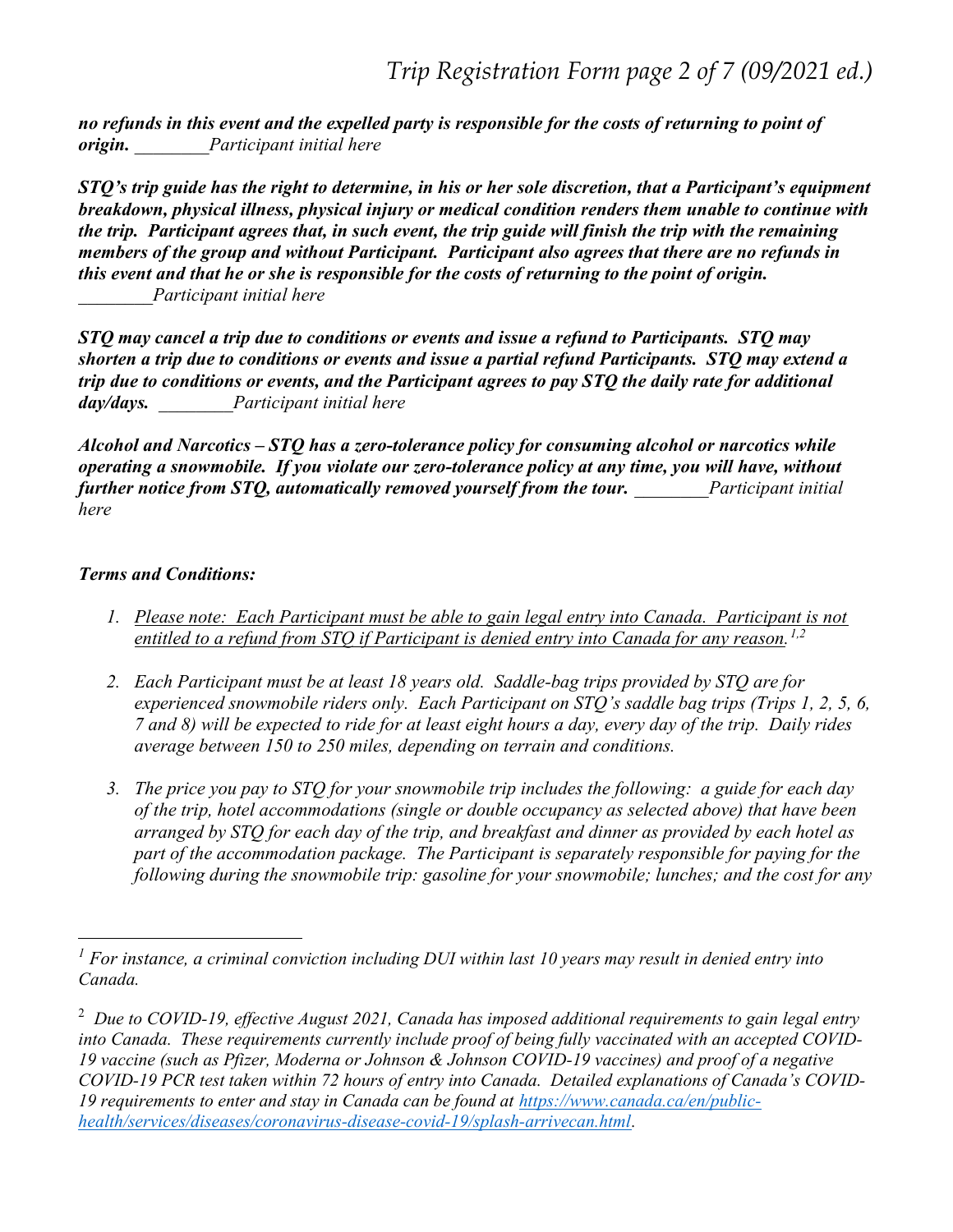***no refunds in this event and the expelled party is responsible for the costs of returning to point of origin.*** *________Participant initial here*

***STQ's trip guide has the right to determine, in his or her sole discretion, that a Participant's equipment breakdown, physical illness, physical injury or medical condition renders them unable to continue with the trip. Participant agrees that, in such event, the trip guide will finish the trip with the remaining members of the group and without Participant. Participant also agrees that there are no refunds in this event and that he or she is responsible for the costs of returning to the point of origin.*** *________Participant initial here*

***STQ may cancel a trip due to conditions or events and issue a refund to Participants. STQ may shorten a trip due to conditions or events and issue a partial refund Participants. STQ may extend a trip due to conditions or events, and the Participant agrees to pay STQ the daily rate for additional day/days.*** *________Participant initial here*

***Alcohol and Narcotics – STQ has a zero-tolerance policy for consuming alcohol or narcotics while operating a snowmobile. If you violate our zero-tolerance policy at any time, you will have, without further notice from STQ, automatically removed yourself from the tour.*** *________Participant initial here*

***Terms and Conditions:***

1. *Please note: Each Participant must be able to gain legal entry into Canada. Participant is not entitled to a refund from STQ if Participant is denied entry into Canada for any reason.*[1,2]

2. *Each Participant must be at least 18 years old. Saddle-bag trips provided by STQ are for experienced snowmobile riders only. Each Participant on STQ's saddle bag trips (Trips 1, 2, 5, 6, 7 and 8) will be expected to ride for at least eight hours a day, every day of the trip. Daily rides average between 150 to 250 miles, depending on terrain and conditions.*

3. *The price you pay to STQ for your snowmobile trip includes the following: a guide for each day of the trip, hotel accommodations (single or double occupancy as selected above) that have been arranged by STQ for each day of the trip, and breakfast and dinner as provided by each hotel as part of the accommodation package. The Participant is separately responsible for paying for the following during the snowmobile trip: gasoline for your snowmobile; lunches; and the cost for any*

---

[1] *For instance, a criminal conviction including DUI within last 10 years may result in denied entry into Canada.*

[2] *Due to COVID-19, effective August 2021, Canada has imposed additional requirements to gain legal entry into Canada. These requirements currently include proof of being fully vaccinated with an accepted COVID-19 vaccine (such as Pfizer, Moderna or Johnson & Johnson COVID-19 vaccines) and proof of a negative COVID-19 PCR test taken within 72 hours of entry into Canada. Detailed explanations of Canada's COVID-19 requirements to enter and stay in Canada can be found at [https://www.canada.ca/en/public-health/services/diseases/coronavirus-disease-covid-19/splash-arrivecan.html](https://www.canada.ca/en/public-health/services/diseases/coronavirus-disease-covid-19/splash-arrivecan.html).*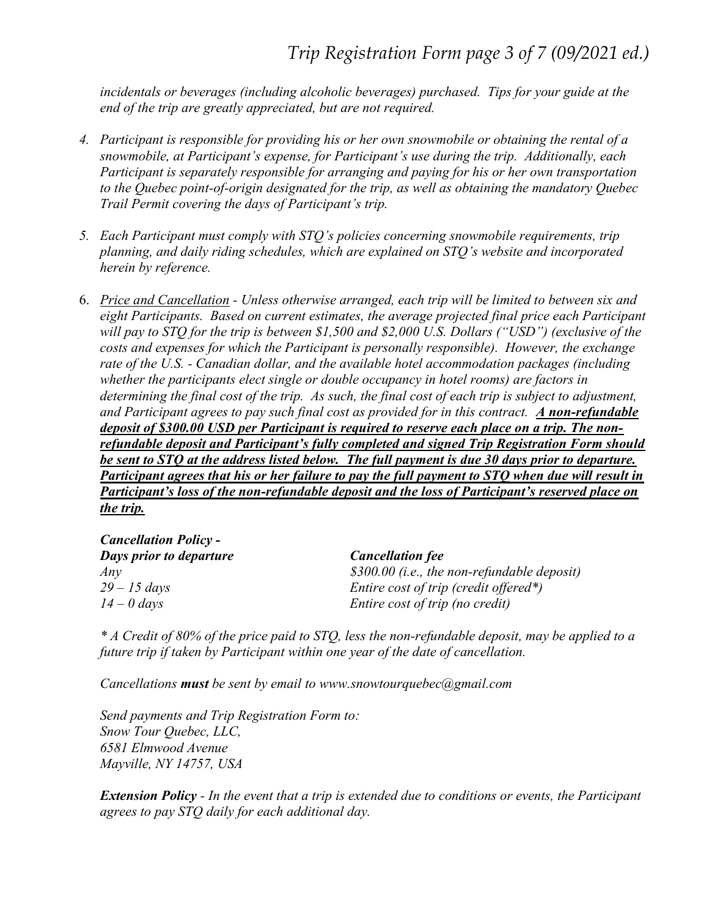*incidentals or beverages (including alcoholic beverages) purchased. Tips for your guide at the end of the trip are greatly appreciated, but are not required.*

4. *Participant is responsible for providing his or her own snowmobile or obtaining the rental of a snowmobile, at Participant's expense, for Participant's use during the trip. Additionally, each Participant is separately responsible for arranging and paying for his or her own transportation to the Quebec point-of-origin designated for the trip, as well as obtaining the mandatory Quebec Trail Permit covering the days of Participant's trip.*

5. *Each Participant must comply with STQ's policies concerning snowmobile requirements, trip planning, and daily riding schedules, which are explained on STQ's website and incorporated herein by reference.*

6. *<u>Price and Cancellation</u> - Unless otherwise arranged, each trip will be limited to between six and eight Participants. Based on current estimates, the average projected final price each Participant will pay to STQ for the trip is between $1,500 and $2,000 U.S. Dollars ("USD") (exclusive of the costs and expenses for which the Participant is personally responsible). However, the exchange rate of the U.S. - Canadian dollar, and the available hotel accommodation packages (including whether the participants elect single or double occupancy in hotel rooms) are factors in determining the final cost of the trip. As such, the final cost of each trip is subject to adjustment, and Participant agrees to pay such final cost as provided for in this contract.* ***<u>A non-refundable deposit of $300.00 USD per Participant is required to reserve each place on a trip. The non-refundable deposit and Participant's fully completed and signed Trip Registration Form should be sent to STQ at the address listed below. The full payment is due 30 days prior to departure. Participant agrees that his or her failure to pay the full payment to STQ when due will result in Participant's loss of the non-refundable deposit and the loss of Participant's reserved place on the trip.</u>***

***Cancellation Policy -***

| ***Days prior to departure*** | ***Cancellation fee*** |
|---|---|
| *Any* | *$300.00 (i.e., the non-refundable deposit)* |
| *29 – 15 days* | *Entire cost of trip (credit offered*)* |
| *14 – 0 days* | *Entire cost of trip (no credit)* |

** A Credit of 80% of the price paid to STQ, less the non-refundable deposit, may be applied to a future trip if taken by Participant within one year of the date of cancellation.*

*Cancellations* ***must*** *be sent by email to www.snowtourquebec@gmail.com*

*Send payments and Trip Registration Form to:*
*Snow Tour Quebec, LLC,*
*6581 Elmwood Avenue*
*Mayville, NY 14757, USA*

***Extension Policy*** *- In the event that a trip is extended due to conditions or events, the Participant agrees to pay STQ daily for each additional day.*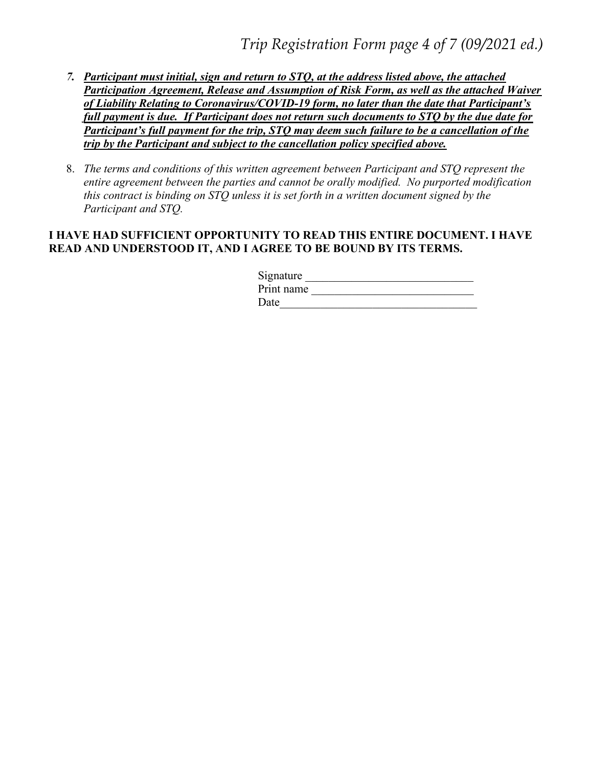7. ***Participant must initial, sign and return to STQ, at the address listed above, the attached Participation Agreement, Release and Assumption of Risk Form, as well as the attached Waiver of Liability Relating to Coronavirus/COVID-19 form, no later than the date that Participant's full payment is due. If Participant does not return such documents to STQ by the due date for Participant's full payment for the trip, STQ may deem such failure to be a cancellation of the trip by the Participant and subject to the cancellation policy specified above.***

8. *The terms and conditions of this written agreement between Participant and STQ represent the entire agreement between the parties and cannot be orally modified. No purported modification this contract is binding on STQ unless it is set forth in a written document signed by the Participant and STQ.*

**I HAVE HAD SUFFICIENT OPPORTUNITY TO READ THIS ENTIRE DOCUMENT. I HAVE READ AND UNDERSTOOD IT, AND I AGREE TO BE BOUND BY ITS TERMS.**

Signature ____________________________

Print name ___________________________

Date_________________________________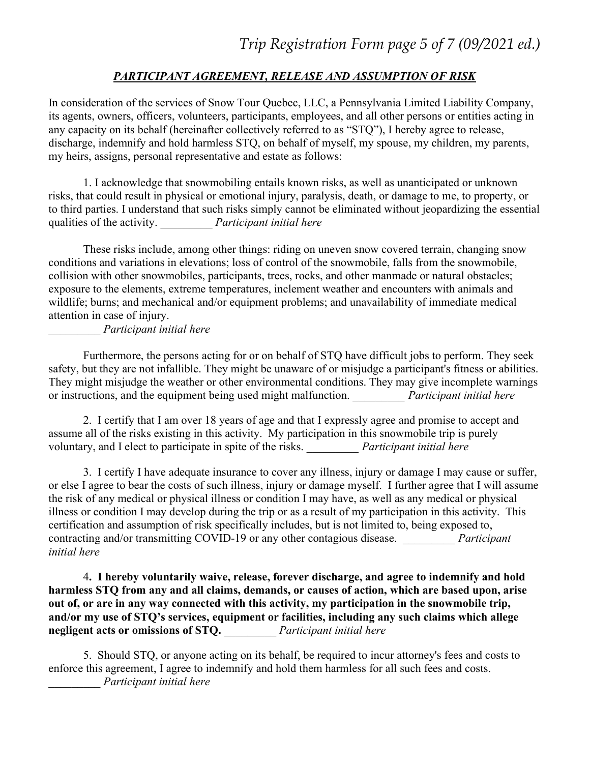## ***PARTICIPANT AGREEMENT, RELEASE AND ASSUMPTION OF RISK***

In consideration of the services of Snow Tour Quebec, LLC, a Pennsylvania Limited Liability Company, its agents, owners, officers, volunteers, participants, employees, and all other persons or entities acting in any capacity on its behalf (hereinafter collectively referred to as "STQ"), I hereby agree to release, discharge, indemnify and hold harmless STQ, on behalf of myself, my spouse, my children, my parents, my heirs, assigns, personal representative and estate as follows:

1. I acknowledge that snowmobiling entails known risks, as well as unanticipated or unknown risks, that could result in physical or emotional injury, paralysis, death, or damage to me, to property, or to third parties. I understand that such risks simply cannot be eliminated without jeopardizing the essential qualities of the activity. _________ *Participant initial here*

These risks include, among other things: riding on uneven snow covered terrain, changing snow conditions and variations in elevations; loss of control of the snowmobile, falls from the snowmobile, collision with other snowmobiles, participants, trees, rocks, and other manmade or natural obstacles; exposure to the elements, extreme temperatures, inclement weather and encounters with animals and wildlife; burns; and mechanical and/or equipment problems; and unavailability of immediate medical attention in case of injury.
_________ *Participant initial here*

Furthermore, the persons acting for or on behalf of STQ have difficult jobs to perform. They seek safety, but they are not infallible. They might be unaware of or misjudge a participant's fitness or abilities. They might misjudge the weather or other environmental conditions. They may give incomplete warnings or instructions, and the equipment being used might malfunction. _________ *Participant initial here*

2. I certify that I am over 18 years of age and that I expressly agree and promise to accept and assume all of the risks existing in this activity. My participation in this snowmobile trip is purely voluntary, and I elect to participate in spite of the risks. _________ *Participant initial here*

3. I certify I have adequate insurance to cover any illness, injury or damage I may cause or suffer, or else I agree to bear the costs of such illness, injury or damage myself. I further agree that I will assume the risk of any medical or physical illness or condition I may have, as well as any medical or physical illness or condition I may develop during the trip or as a result of my participation in this activity. This certification and assumption of risk specifically includes, but is not limited to, being exposed to, contracting and/or transmitting COVID-19 or any other contagious disease. _________ *Participant initial here*

4**. I hereby voluntarily waive, release, forever discharge, and agree to indemnify and hold harmless STQ from any and all claims, demands, or causes of action, which are based upon, arise out of, or are in any way connected with this activity, my participation in the snowmobile trip, and/or my use of STQ's services, equipment or facilities, including any such claims which allege negligent acts or omissions of STQ.** _________ *Participant initial here*

5. Should STQ, or anyone acting on its behalf, be required to incur attorney's fees and costs to enforce this agreement, I agree to indemnify and hold them harmless for all such fees and costs.
_________ *Participant initial here*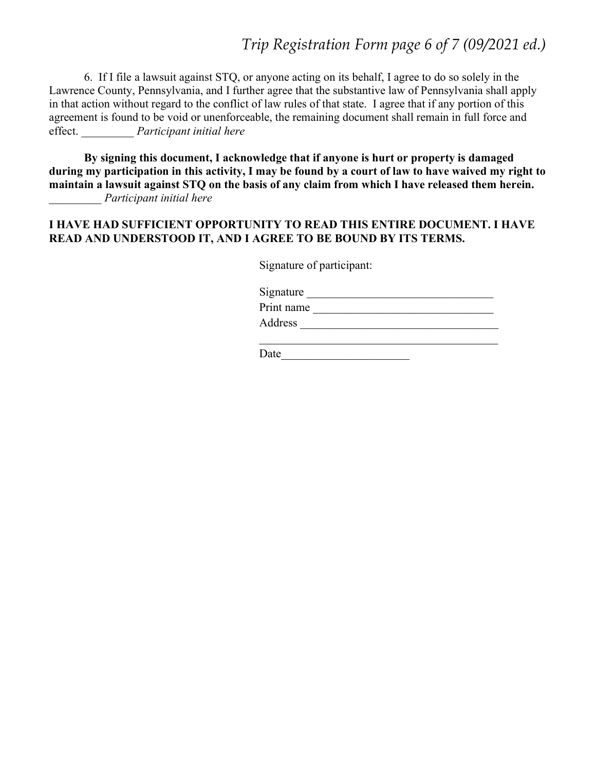6. If I file a lawsuit against STQ, or anyone acting on its behalf, I agree to do so solely in the Lawrence County, Pennsylvania, and I further agree that the substantive law of Pennsylvania shall apply in that action without regard to the conflict of law rules of that state. I agree that if any portion of this agreement is found to be void or unenforceable, the remaining document shall remain in full force and effect. _________ *Participant initial here*

**By signing this document, I acknowledge that if anyone is hurt or property is damaged during my participation in this activity, I may be found by a court of law to have waived my right to maintain a lawsuit against STQ on the basis of any claim from which I have released them herein.** _________ *Participant initial here*

**I HAVE HAD SUFFICIENT OPPORTUNITY TO READ THIS ENTIRE DOCUMENT. I HAVE READ AND UNDERSTOOD IT, AND I AGREE TO BE BOUND BY ITS TERMS.**

Signature of participant:

Signature ________________________________

Print name _______________________________

Address __________________________________

__________________________________________

Date______________________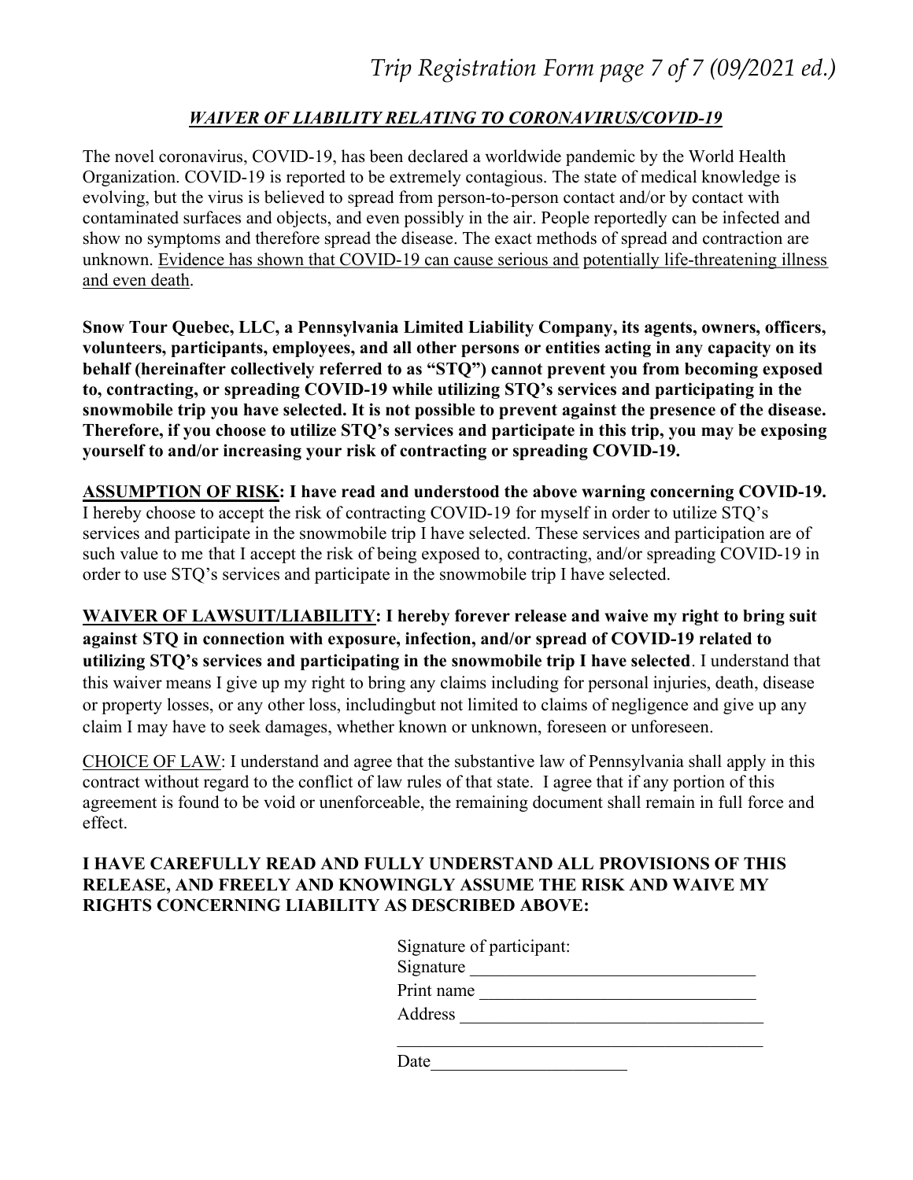## *WAIVER OF LIABILITY RELATING TO CORONAVIRUS/COVID-19*

The novel coronavirus, COVID-19, has been declared a worldwide pandemic by the World Health Organization. COVID-19 is reported to be extremely contagious. The state of medical knowledge is evolving, but the virus is believed to spread from person-to-person contact and/or by contact with contaminated surfaces and objects, and even possibly in the air. People reportedly can be infected and show no symptoms and therefore spread the disease. The exact methods of spread and contraction are unknown. Evidence has shown that COVID-19 can cause serious and potentially life-threatening illness and even death.

**Snow Tour Quebec, LLC, a Pennsylvania Limited Liability Company, its agents, owners, officers, volunteers, participants, employees, and all other persons or entities acting in any capacity on its behalf (hereinafter collectively referred to as "STQ") cannot prevent you from becoming exposed to, contracting, or spreading COVID-19 while utilizing STQ's services and participating in the snowmobile trip you have selected. It is not possible to prevent against the presence of the disease. Therefore, if you choose to utilize STQ's services and participate in this trip, you may be exposing yourself to and/or increasing your risk of contracting or spreading COVID-19.**

**ASSUMPTION OF RISK: I have read and understood the above warning concerning COVID-19.** I hereby choose to accept the risk of contracting COVID-19 for myself in order to utilize STQ's services and participate in the snowmobile trip I have selected. These services and participation are of such value to me that I accept the risk of being exposed to, contracting, and/or spreading COVID-19 in order to use STQ's services and participate in the snowmobile trip I have selected.

**WAIVER OF LAWSUIT/LIABILITY: I hereby forever release and waive my right to bring suit against STQ in connection with exposure, infection, and/or spread of COVID-19 related to utilizing STQ's services and participating in the snowmobile trip I have selected**. I understand that this waiver means I give up my right to bring any claims including for personal injuries, death, disease or property losses, or any other loss, includingbut not limited to claims of negligence and give up any claim I may have to seek damages, whether known or unknown, foreseen or unforeseen.

CHOICE OF LAW: I understand and agree that the substantive law of Pennsylvania shall apply in this contract without regard to the conflict of law rules of that state. I agree that if any portion of this agreement is found to be void or unenforceable, the remaining document shall remain in full force and effect.

**I HAVE CAREFULLY READ AND FULLY UNDERSTAND ALL PROVISIONS OF THIS RELEASE, AND FREELY AND KNOWINGLY ASSUME THE RISK AND WAIVE MY RIGHTS CONCERNING LIABILITY AS DESCRIBED ABOVE:**

Signature of participant:

Signature ______________________________

Print name ______________________________

Address ________________________________

________________________________________

Date_____________________